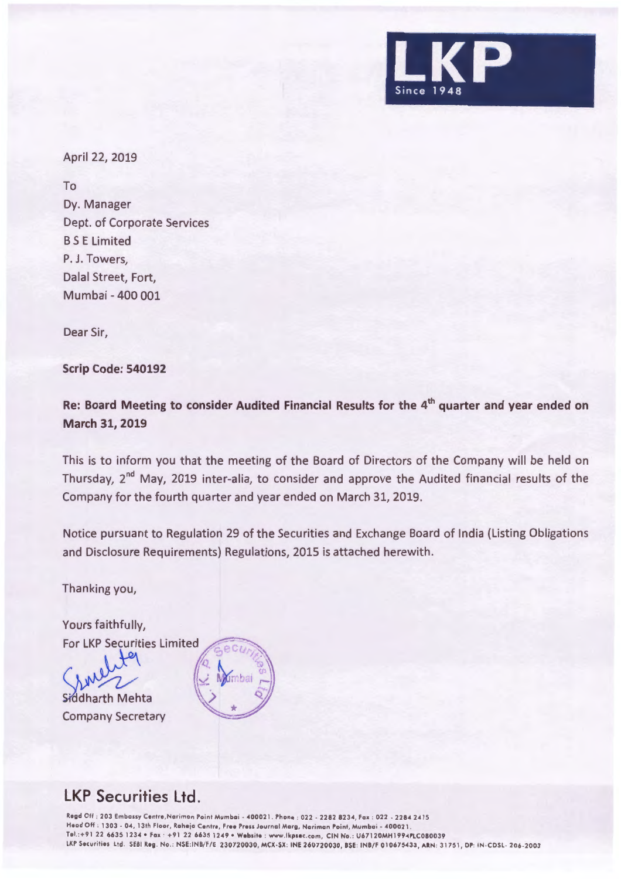April 22, 2019

To
Dy. Manager
Dept. of Corporate Services
B S E Limited
P. J. Towers,
Dalal Street, Fort,
Mumbai - 400 001

Dear Sir,

**Scrip Code: 540192**

**Re: Board Meeting to consider Audited Financial Results for the 4th quarter and year ended on March 31, 2019**

This is to inform you that the meeting of the Board of Directors of the Company will be held on Thursday, 2nd May, 2019 inter-alia, to consider and approve the Audited financial results of the Company for the fourth quarter and year ended on March 31, 2019.

Notice pursuant to Regulation 29 of the Securities and Exchange Board of India (Listing Obligations and Disclosure Requirements) Regulations, 2015 is attached herewith.

Thanking you,

Yours faithfully,
For LKP Securities Limited

Siddharth Mehta
Company Secretary

## LKP Securities Ltd.

Regd Off : 203 Embassy Centre, Nariman Point Mumbai - 400021. Phone : 022 - 2282 8234, Fax : 022 - 2284 2415
Head Off : 1303 - 04, 13th Floor, Raheja Centre, Free Press Journal Marg, Nariman Point, Mumbai - 400021.
Tel.:+91 22 6635 1234 • Fax : +91 22 6635 1249 • Website : www.lkpsec.com, CIN No.: U67120MH1994PLC080039
LKP Securities Ltd. SEBI Reg. No.: NSE:INB/F/E 230720030, MCX-SX: INE 260720030, BSE: INB/F 010675433, ARN: 31751, DP: IN-CDSL- 206-2003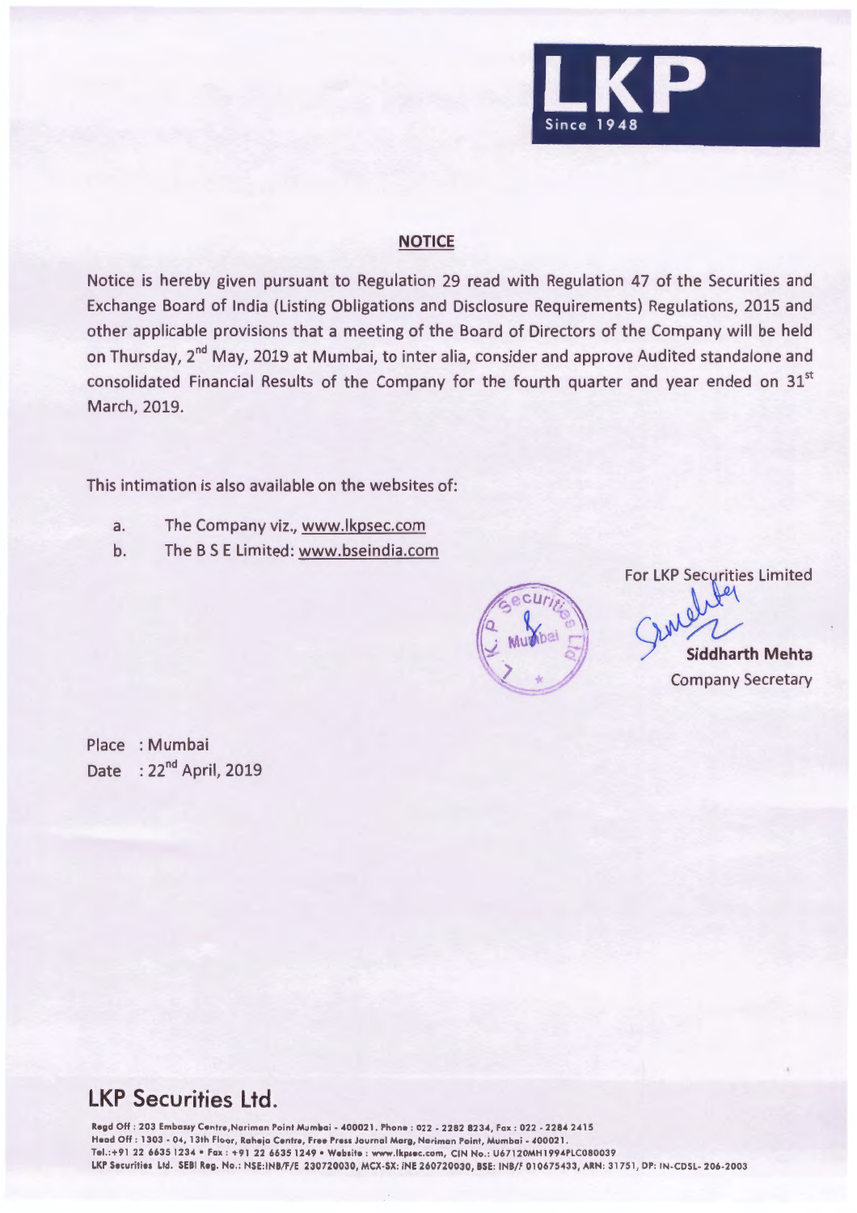LKP
Since 1948

## NOTICE

Notice is hereby given pursuant to Regulation 29 read with Regulation 47 of the Securities and Exchange Board of India (Listing Obligations and Disclosure Requirements) Regulations, 2015 and other applicable provisions that a meeting of the Board of Directors of the Company will be held on Thursday, 2nd May, 2019 at Mumbai, to inter alia, consider and approve Audited standalone and consolidated Financial Results of the Company for the fourth quarter and year ended on 31st March, 2019.

This intimation is also available on the websites of:

a. The Company viz., www.lkpsec.com
b. The B S E Limited: www.bseindia.com

For LKP Securities Limited

**Siddharth Mehta**
Company Secretary

Place : Mumbai
Date : 22nd April, 2019

## LKP Securities Ltd.

Regd Off : 203 Embassy Centre,Nariman Point Mumbai - 400021. Phone : 022 - 2282 8234, Fax : 022 - 2284 2415
Head Off : 1303 - 04, 13th Floor, Raheja Centre, Free Press Journal Marg, Nariman Point, Mumbai - 400021.
Tel.:+91 22 6635 1234 • Fax : +91 22 6635 1249 • Website : www.lkpsec.com, CIN No.: U67120MH1994PLC080039
LKP Securities Ltd. SEBI Reg. No.: NSE:INB/F/E 230720030, MCX-SX: INE 260720030, BSE: INB/F 010675433, ARN: 31751, DP: IN-CDSL- 206-2003